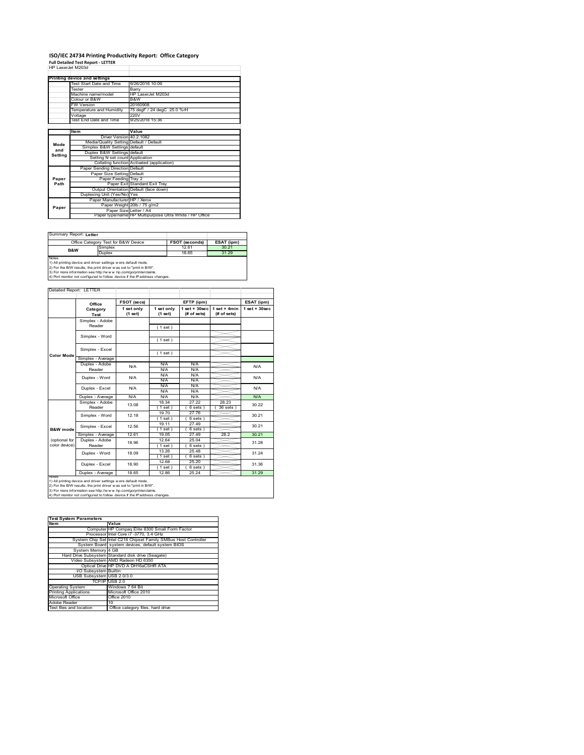# ISO/IEC 24734 Printing Productivity Report: Office Category

**Full Detailed Test Report - LETTER**

HP LaserJet M203d

| Printing device and settings | |
|---|---|
| Test Start Date and Time | 9/26/2016 10:09 |
| Tester | Barry |
| Machine name/model | HP LaserJet M203d |
| Colour or B&W | B&W |
| FW Version | 20160908 |
| Temperature and Humidity | 75 degF / 24 degC 25.0 %rH |
| Voltage | 220V |
| Test End Date and Time | 9/25/2018 15:36 |

| | Item | Value |
|---|---|---|
| Mode and Setting | Driver Version | 40.2.1082 |
| | Media/Quality Setting | Default / Default |
| | Simplex B&W Settings | default |
| | Duplex B&W Settings | default |
| | Setting N set count | Application |
| | Collating function | Activated (application) |
| Paper Path | Paper Sending Direction | Default |
| | Paper Size Setting | Default |
| | Paper Feeding | Tray 2 |
| | Paper Exit | Standard Exit Tray |
| | Output Orientation | Default (face down) |
| | Duplexing Unit (Yes/No) | Yes |
| Paper | Paper Manufacturer | HP / Xerox |
| | Paper Weight | 20lb / 75 g/m2 |
| | Paper Size | Letter / A4 |
| | Paper type/name | HP Multipurpose Ultra White / HP Office |

Summary Report: **Letter**

| Office Category Test for B&W Device | | FSOT (seconds) | ESAT (ipm) |
|---|---|---|---|
| B&W | Simplex | 12.61 | 30.21 |
| | Duplex | 18.65 | 31.29 |

Notes
1) All printing device and driver settings were default mode.
2) For the B/W results, the print driver was set to "print in B/W".
3) For more information see http://www.hp.com/go/printerclaims.
4) Port monitor not configured to follow device if the IP address changes.

Detailed Report: LETTER

| | Office Category Test | FSOT (secs) 1 set only (1 set) | EFTP (ipm) 1 set only (1 set) | EFTP (ipm) 1 set + 30sec (# of sets) | EFTP (ipm) 1 set + 4min (# of sets) | ESAT (ipm) 1 set + 30sec |
|---|---|---|---|---|---|---|
| Color Mode | Simplex - Adobe Reader | | ( 1 set ) | | | |
| | Simplex - Word | | ( 1 set ) | | | |
| | Simplex - Excel | | ( 1 set ) | | | |
| | Simplex - Average | | | | | |
| | Duplex - Adobe Reader | N/A | N/A / N/A | N/A / N/A | | N/A |
| | Duplex - Word | N/A | N/A / N/A | N/A / N/A | | N/A |
| | Duplex - Excel | N/A | N/A / N/A | N/A / N/A | | N/A |
| | Duplex - Average | N/A | N/A | N/A | | N/A |
| B&W mode (optional for color device) | Simplex - Adobe Reader | 13.08 | 18.34 ( 1 set ) | 27.22 ( 6 sets ) | 28.23 ( 36 sets ) | 30.22 |
| | Simplex - Word | 12.18 | 19.70 ( 1 set ) | 27.76 ( 6 sets ) | | 30.21 |
| | Simplex - Excel | 12.56 | 19.11 ( 1 set ) | 27.49 ( 6 sets ) | | 30.21 |
| | Simplex - Average | 12.61 | 19.05 | 27.49 | 28.2 | 30.21 |
| | Duplex - Adobe Reader | 18.96 | 12.64 ( 1 set ) | 25.04 ( 6 sets ) | | 31.28 |
| | Duplex - Word | 18.09 | 13.26 ( 1 set ) | 25.48 ( 6 sets ) | | 31.24 |
| | Duplex - Excel | 18.90 | 12.68 ( 1 set ) | 25.20 ( 6 sets ) | | 31.36 |
| | Duplex - Average | 18.65 | 12.86 | 25.24 | | 31.29 |

Notes
1) All printing device and driver settings were default mode.
2) For the B/W results, the print driver was set to "print in B/W".
3) For more information see http://www.hp.com/go/printerclaims.
4) Port monitor not configured to follow device if the IP address changes.

| Test System Parameters | |
|---|---|
| **Item** | **Value** |
| Computer | HP Compaq Elite 8300 Small Form Factor |
| Processor | Intel Core i7 -3770, 3.4 GHz |
| System Chip Set | Intel C216 Chipset Family SMBus Host Controller |
| System Board | system devices, default system BIOS |
| System Memory | 4 GB |
| Hard Drive Subsystem | Standard disk drive (Seagate) |
| Video Subsystem | AMD Radeon HD 6350 |
| Optical Drive | HP DVD A DH16aCSHR ATA |
| I/O Subsystem | Builtin |
| USB Subsystem | USB 2.0/3.0 |
| TCP/IP | USB 2.0 |
| Operating System | Windows 7 64 Bit |
| Printing Applications | Microsoft Office 2010 |
| Microsoft Office | Office 2010 |
| Adobe Reader | 10 |
| Test files and location | Office category files, hard drive |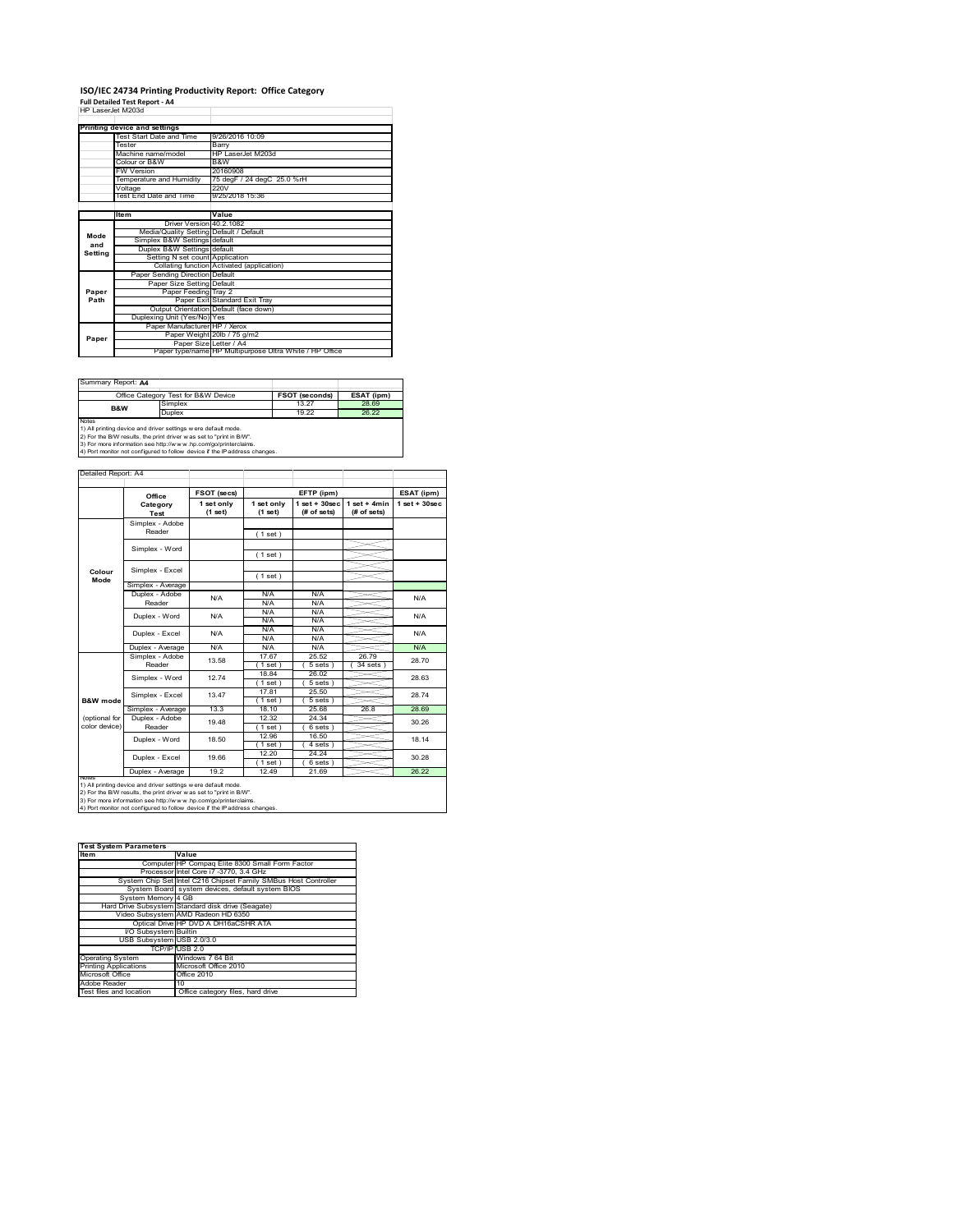# ISO/IEC 24734 Printing Productivity Report: Office Category

**Full Detailed Test Report - A4**

HP LaserJet M203d

| Printing device and settings | |
|---|---|
| Test Start Date and Time | 9/26/2016 10:09 |
| Tester | Barry |
| Machine name/model | HP LaserJet M203d |
| Colour or B&W | B&W |
| FW Version | 20160908 |
| Temperature and Humidity | 75 degF / 24 degC 25.0 %rH |
| Voltage | 220V |
| Test End Date and Time | 9/25/2018 15:36 |

| | Item | Value |
|---|---|---|
| Mode and Setting | Driver Version | 40.2.1082 |
| | Media/Quality Setting | Default / Default |
| | Simplex B&W Settings | default |
| | Duplex B&W Settings | default |
| | Setting N set count | Application |
| | Collating function | Activated (application) |
| Paper Path | Paper Sending Direction | Default |
| | Paper Size Setting | Default |
| | Paper Feeding | Tray 2 |
| | Paper Exit | Standard Exit Tray |
| | Output Orientation | Default (face down) |
| | Duplexing Unit (Yes/No) | Yes |
| Paper | Paper Manufacturer | HP / Xerox |
| | Paper Weight | 20lb / 75 g/m2 |
| | Paper Size | Letter / A4 |
| | Paper type/name | HP Multipurpose Ultra White / HP Office |

Summary Report: **A4**

| Office Category Test for B&W Device | | FSOT (seconds) | ESAT (ipm) |
|---|---|---|---|
| B&W | Simplex | 13.27 | 28.69 |
| | Duplex | 19.22 | 26.22 |

Notes
1) All printing device and driver settings were default mode.
2) For the B/W results, the print driver was set to "print in B/W".
3) For more information see http://www.hp.com/go/printerclaims.
4) Port monitor not configured to follow device if the IP address changes.

Detailed Report: A4

| | Office Category Test | FSOT (secs) 1 set only (1 set) | EFTP (ipm) 1 set only (1 set) | EFTP (ipm) 1 set + 30sec (# of sets) | EFTP (ipm) 1 set + 4min (# of sets) | ESAT (ipm) 1 set + 30sec |
|---|---|---|---|---|---|---|
| Colour Mode | Simplex - Adobe Reader | | ( 1 set ) | | | |
| | Simplex - Word | | ( 1 set ) | | | |
| | Simplex - Excel | | ( 1 set ) | | | |
| | Simplex - Average | | | | | |
| | Duplex - Adobe Reader | N/A | N/A N/A | N/A N/A | | N/A |
| | Duplex - Word | N/A | N/A N/A | N/A N/A | | N/A |
| | Duplex - Excel | N/A | N/A N/A | N/A N/A | | N/A |
| | Duplex - Average | N/A | N/A | N/A | | N/A |
| B&W mode (optional for color device) | Simplex - Adobe Reader | 13.58 | 17.67 ( 1 set ) | 25.52 ( 5 sets ) | 26.79 ( 34 sets ) | 28.70 |
| | Simplex - Word | 12.74 | 18.84 ( 1 set ) | 26.02 ( 5 sets ) | | 28.63 |
| | Simplex - Excel | 13.47 | 17.81 ( 1 set ) | 25.50 ( 5 sets ) | | 28.74 |
| | Simplex - Average | 13.3 | 18.10 | 25.68 | 26.8 | 28.69 |
| | Duplex - Adobe Reader | 19.48 | 12.32 ( 1 set ) | 24.34 ( 6 sets ) | | 30.26 |
| | Duplex - Word | 18.50 | 12.96 ( 1 set ) | 16.50 ( 4 sets ) | | 18.14 |
| | Duplex - Excel | 19.66 | 12.20 ( 1 set ) | 24.24 ( 6 sets ) | | 30.28 |
| | Duplex - Average | 19.2 | 12.49 | 21.69 | | 26.22 |

Notes
1) All printing device and driver settings were default mode.
2) For the B/W results, the print driver was set to "print in B/W".
3) For more information see http://www.hp.com/go/printerclaims.
4) Port monitor not configured to follow device if the IP address changes.

| Test System Parameters | |
|---|---|
| **Item** | **Value** |
| Computer | HP Compaq Elite 8300 Small Form Factor |
| Processor | Intel Core i7 -3770, 3.4 GHz |
| System Chip Set | Intel C216 Chipset Family SMBus Host Controller |
| System Board | system devices, default system BIOS |
| System Memory | 4 GB |
| Hard Drive Subsystem | Standard disk drive (Seagate) |
| Video Subsystem | AMD Radeon HD 6350 |
| Optical Drive | HP DVD A DH16aCSHR ATA |
| I/O Subsystem | Builtin |
| USB Subsystem | USB 2.0/3.0 |
| TCP/IP | USB 2.0 |
| Operating System | Windows 7 64 Bit |
| Printing Applications | Microsoft Office 2010 |
| Microsoft Office | Office 2010 |
| Adobe Reader | 10 |
| Test files and location | Office category files, hard drive |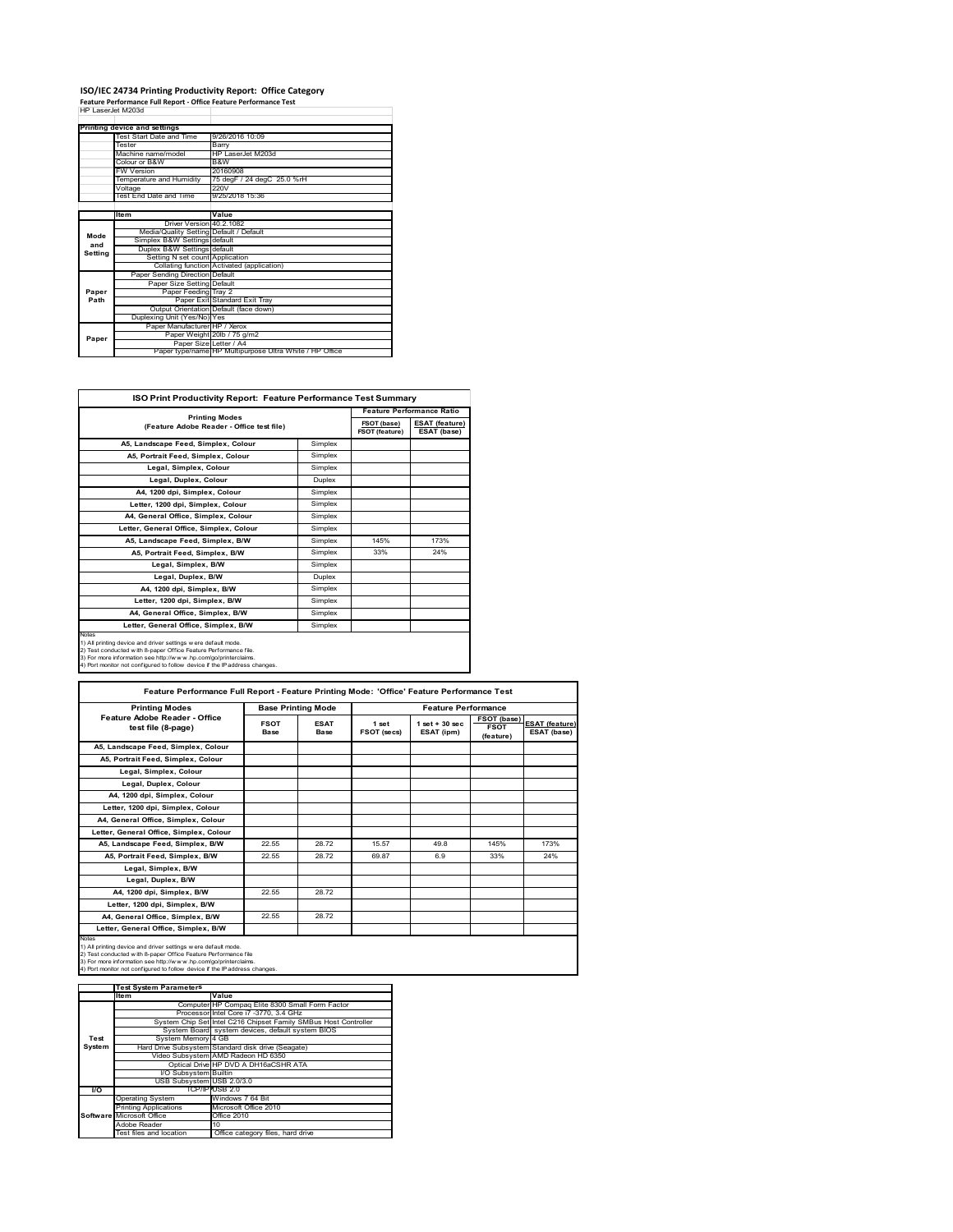# ISO/IEC 24734 Printing Productivity Report: Office Category

**Feature Performance Full Report - Office Feature Performance Test**

HP LaserJet M203d

| | Printing device and settings | |
|---|---|---|
| | Test Start Date and Time | 9/26/2016 10:09 |
| | Tester | Barry |
| | Machine name/model | HP LaserJet M203d |
| | Colour or B&W | B&W |
| | FW Version | 20160908 |
| | Temperature and Humidity | 75 degF / 24 degC 25.0 %rH |
| | Voltage | 220V |
| | Test End Date and Time | 9/25/2018 15:36 |

| | Item | Value |
|---|---|---|
| Mode and Setting | Driver Version | 40.2.1082 |
| | Media/Quality Setting | Default / Default |
| | Simplex B&W Settings | default |
| | Duplex B&W Settings | default |
| | Setting N set count | Application |
| | Collating function | Activated (application) |
| Paper Path | Paper Sending Direction | Default |
| | Paper Size Setting | Default |
| | Paper Feeding | Tray 2 |
| | Paper Exit | Standard Exit Tray |
| | Output Orientation | Default (face down) |
| | Duplexing Unit (Yes/No) | Yes |
| Paper | Paper Manufacturer | HP / Xerox |
| | Paper Weight | 20lb / 75 g/m2 |
| | Paper Size | Letter / A4 |
| | Paper type/name | HP Multipurpose Ultra White / HP Office |

## ISO Print Productivity Report: Feature Performance Test Summary

| Printing Modes (Feature Adobe Reader - Office test file) | | Feature Performance Ratio | |
|---|---|---|---|
| | | FSOT (base) / FSOT (feature) | ESAT (feature) / ESAT (base) |
| A5, Landscape Feed, Simplex, Colour | Simplex | | |
| A5, Portrait Feed, Simplex, Colour | Simplex | | |
| Legal, Simplex, Colour | Simplex | | |
| Legal, Duplex, Colour | Duplex | | |
| A4, 1200 dpi, Simplex, Colour | Simplex | | |
| Letter, 1200 dpi, Simplex, Colour | Simplex | | |
| A4, General Office, Simplex, Colour | Simplex | | |
| Letter, General Office, Simplex, Colour | Simplex | | |
| A5, Landscape Feed, Simplex, B/W | Simplex | 145% | 173% |
| A5, Portrait Feed, Simplex, B/W | Simplex | 33% | 24% |
| Legal, Simplex, B/W | Simplex | | |
| Legal, Duplex, B/W | Duplex | | |
| A4, 1200 dpi, Simplex, B/W | Simplex | | |
| Letter, 1200 dpi, Simplex, B/W | Simplex | | |
| A4, General Office, Simplex, B/W | Simplex | | |
| Letter, General Office, Simplex, B/W | Simplex | | |

Notes
1) All printing device and driver settings were default mode.
2) Test conducted with 8-paper Office Feature Performance file.
3) For more information see http://www.hp.com/go/printerclaims.
4) Port monitor not configured to follow device if the IP address changes.

## Feature Performance Full Report - Feature Printing Mode: 'Office' Feature Performance Test

| Printing Modes | Base Printing Mode | | Feature Performance | | | |
|---|---|---|---|---|---|---|
| Feature Adobe Reader - Office test file (8-page) | FSOT Base | ESAT Base | 1 set FSOT (secs) | 1 set + 30 sec ESAT (ipm) | FSOT (base) / FSOT (feature) | ESAT (feature) / ESAT (base) |
| A5, Landscape Feed, Simplex, Colour | | | | | | |
| A5, Portrait Feed, Simplex, Colour | | | | | | |
| Legal, Simplex, Colour | | | | | | |
| Legal, Duplex, Colour | | | | | | |
| A4, 1200 dpi, Simplex, Colour | | | | | | |
| Letter, 1200 dpi, Simplex, Colour | | | | | | |
| A4, General Office, Simplex, Colour | | | | | | |
| Letter, General Office, Simplex, Colour | | | | | | |
| A5, Landscape Feed, Simplex, B/W | 22.55 | 28.72 | 15.57 | 49.8 | 145% | 173% |
| A5, Portrait Feed, Simplex, B/W | 22.55 | 28.72 | 69.87 | 6.9 | 33% | 24% |
| Legal, Simplex, B/W | | | | | | |
| Legal, Duplex, B/W | | | | | | |
| A4, 1200 dpi, Simplex, B/W | 22.55 | 28.72 | | | | |
| Letter, 1200 dpi, Simplex, B/W | | | | | | |
| A4, General Office, Simplex, B/W | 22.55 | 28.72 | | | | |
| Letter, General Office, Simplex, B/W | | | | | | |

Notes
1) All printing device and driver settings were default mode.
2) Test conducted with 8-paper Office Feature Performance file
3) For more information see http://www.hp.com/go/printerclaims.
4) Port monitor not configured to follow device if the IP address changes.

| | Test System Parameters | |
|---|---|---|
| | Item | Value |
| Test System | Computer | HP Compaq Elite 8300 Small Form Factor |
| | Processor | Intel Core i7 -3770, 3.4 GHz |
| | System Chip Set | Intel C216 Chipset Family SMBus Host Controller |
| | System Board | system devices, default system BIOS |
| | System Memory | 4 GB |
| | Hard Drive Subsystem | Standard disk drive (Seagate) |
| | Video Subsystem | AMD Radeon HD 6350 |
| | Optical Drive | HP DVD A DH16aCSHR ATA |
| | I/O Subsystem | Builtin |
| | USB Subsystem | USB 2.0/3.0 |
| I/O | TCP/IP | USB 2.0 |
| Software | Operating System | Windows 7 64 Bit |
| | Printing Applications | Microsoft Office 2010 |
| | Microsoft Office | Office 2010 |
| | Adobe Reader | 10 |
| | Test files and location | Office category files, hard drive |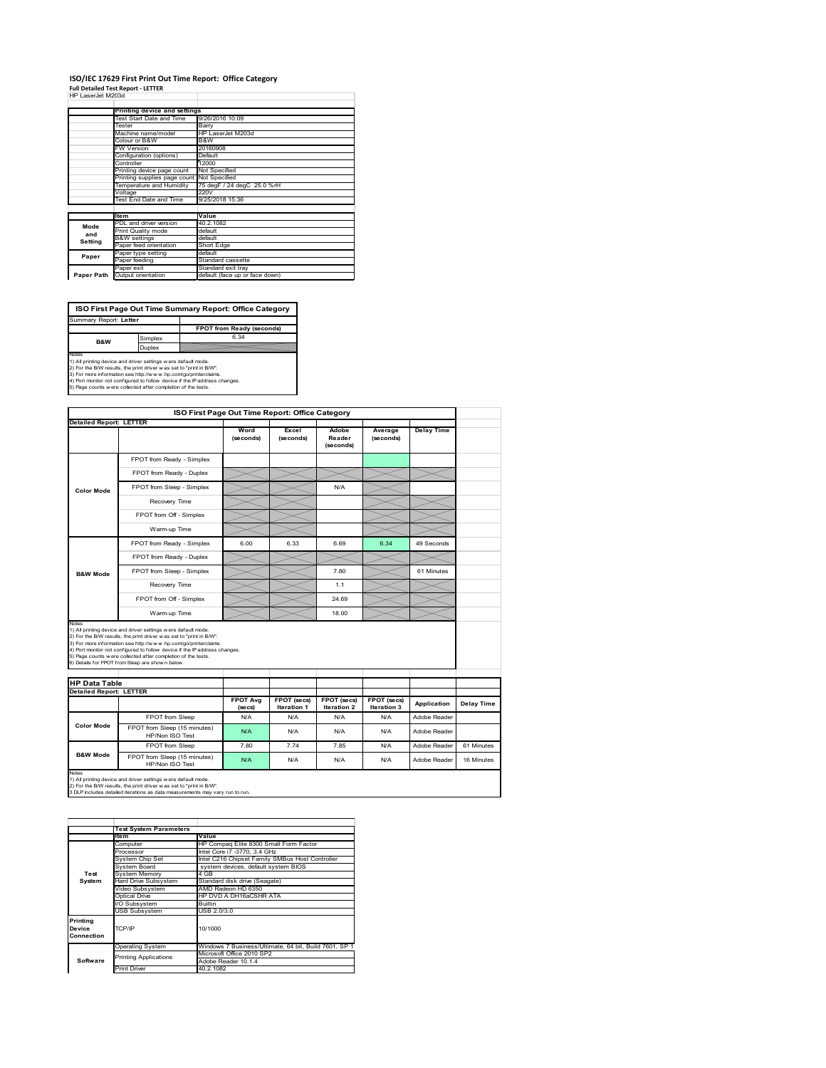# ISO/IEC 17629 First Print Out Time Report: Office Category

**Full Detailed Test Report - LETTER**

HP LaserJet M203d

| | Printing device and settings | |
|---|---|---|
| | Test Start Date and Time | 9/26/2016 10:09 |
| | Tester | Barry |
| | Machine name/model | HP LaserJet M203d |
| | Colour or B&W | B&W |
| | FW Version | 20160908 |
| | Configuration (options) | Default |
| | Controller | 12000 |
| | Printing device page count | Not Specified |
| | Printing supplies page count | Not Specified |
| | Temperature and Humidity | 75 degF / 24 degC 25.0 %rH |
| | Voltage | 220V |
| | Test End Date and Time | 9/25/2018 15:36 |

| | Item | Value |
|---|---|---|
| Mode and Setting | PDL and driver version | 40.2.1082 |
| | Print Quality mode | default |
| | B&W settings | default |
| | Paper feed orientation | Short Edge |
| Paper | Paper type setting | default |
| | Paper feeding | Standard cassette |
| Paper Path | Paper exit | Standard exit tray |
| | Output orientation | default (face up or face down) |

## ISO First Page Out Time Summary Report: Office Category

| Summary Report: Letter | | |
|---|---|---|
| | | FPOT from Ready (seconds) |
| B&W | Simplex | 6.34 |
| | Duplex | |

Notes
1) All printing device and driver settings were default mode.
2) For the B/W results, the print driver was set to "print in B/W".
3) For more information see http://www.hp.com/go/printerclaims.
4) Port monitor not configured to follow device if the IP address changes.
5) Page counts were collected after completion of the tests.

## ISO First Page Out Time Report: Office Category

| Detailed Report: LETTER | | Word (seconds) | Excel (seconds) | Adobe Reader (seconds) | Average (seconds) | Delay Time |
|---|---|---|---|---|---|---|
| Color Mode | FPOT from Ready - Simplex | | | | | |
| | FPOT from Ready - Duplex | | | | | |
| | FPOT from Sleep - Simplex | | | N/A | | |
| | Recovery Time | | | | | |
| | FPOT from Off - Simplex | | | | | |
| | Warm-up Time | | | | | |
| B&W Mode | FPOT from Ready - Simplex | 6.00 | 6.33 | 6.69 | 6.34 | 49 Seconds |
| | FPOT from Ready - Duplex | | | | | |
| | FPOT from Sleep - Simplex | | | 7.80 | | 61 Minutes |
| | Recovery Time | | | 1.1 | | |
| | FPOT from Off - Simplex | | | 24.69 | | |
| | Warm-up Time | | | 18.00 | | |

Notes
1) All printing device and driver settings were default mode.
2) For the B/W results, the print driver was set to "print in B/W".
3) For more information see http://www.hp.com/go/printerclaims.
4) Port monitor not configured to follow device if the IP address changes.
5) Page counts were collected after completion of the tests.
6) Details for FPOT from Sleep are shown below.

## HP Data Table

| Detailed Report: LETTER | | FPOT Avg (secs) | FPOT (secs) Iteration 1 | FPOT (secs) Iteration 2 | FPOT (secs) Iteration 3 | Application | Delay Time |
|---|---|---|---|---|---|---|---|
| Color Mode | FPOT from Sleep | N/A | N/A | N/A | N/A | Adobe Reader | |
| | FPOT from Sleep (15 minutes) HP/Non ISO Test | N/A | N/A | N/A | N/A | Adobe Reader | |
| B&W Mode | FPOT from Sleep | 7.80 | 7.74 | 7.85 | N/A | Adobe Reader | 61 Minutes |
| | FPOT from Sleep (15 minutes) HP/Non ISO Test | N/A | N/A | N/A | N/A | Adobe Reader | 16 Minutes |

Notes
1) All printing device and driver settings were default mode.
2) For the B/W results, the print driver was set to "print in B/W".
3 DLP includes detailed iterations as data measurements may vary run to run.

| | Test System Parameters | |
|---|---|---|
| | Item | Value |
| Test System | Computer | HP Compaq Elite 8300 Small Form Factor |
| | Processor | Intel Core i7 -3770, 3.4 GHz |
| | System Chip Set | Intel C216 Chipset Family SMBus Host Controller |
| | System Board | system devices, default system BIOS |
| | System Memory | 4 GB |
| | Hard Drive Subsystem | Standard disk drive (Seagate) |
| | Video Subsystem | AMD Radeon HD 6350 |
| | Optical Drive | HP DVD A DH16aCSHR ATA |
| | I/O Subsystem | Builtin |
| | USB Subsystem | USB 2.0/3.0 |
| Printing Device Connection | TCP/IP | 10/1000 |
| Software | Operating System | Windows 7 Business/Ultimate, 64 bit, Build 7601, SP 1 |
| | Printing Applications | Microsoft Office 2010 SP2 |
| | | Adobe Reader 10.1.4 |
| | Print Driver | 40.2.1082 |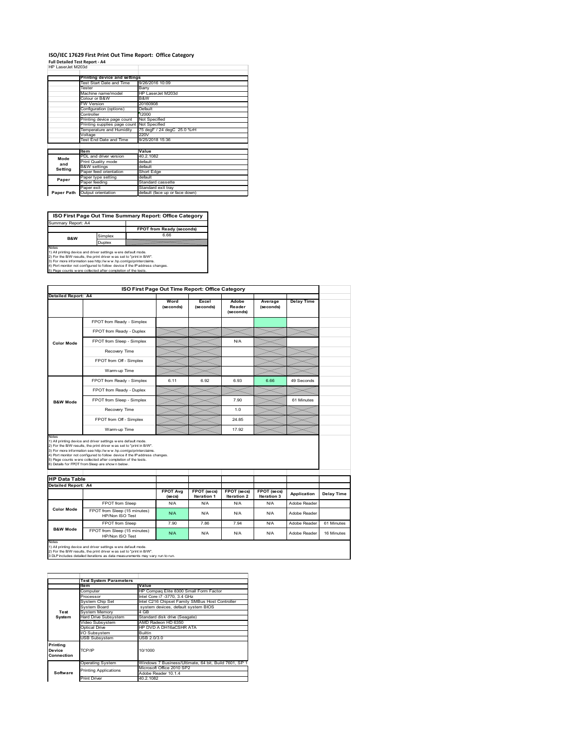# ISO/IEC 17629 First Print Out Time Report: Office Category

**Full Detailed Test Report - A4**

HP LaserJet M203d

| | | |
|---|---|---|
| | **Printing device and settings** | |
| | Test Start Date and Time | 9/26/2016 10:09 |
| | Tester | Barry |
| | Machine name/model | HP LaserJet M203d |
| | Colour or B&W | B&W |
| | FW Version | 20160908 |
| | Configuration (options) | Default |
| | Controller | 12000 |
| | Printing device page count | Not Specified |
| | Printing supplies page count | Not Specified |
| | Temperature and Humidity | 75 degF / 24 degC 25.0 %rH |
| | Voltage | 220V |
| | Test End Date and Time | 9/25/2018 15:36 |

| | Item | Value |
|---|---|---|
| Mode and Setting | PDL and driver version | 40.2.1082 |
| | Print Quality mode | default |
| | B&W settings | default |
| | Paper feed orientation | Short Edge |
| Paper | Paper type setting | default |
| | Paper feeding | Standard cassette |
| | Paper exit | Standard exit tray |
| Paper Path | Output orientation | default (face up or face down) |

## ISO First Page Out Time Summary Report: Office Category

| Summary Report: A4 | | |
|---|---|---|
| | | **FPOT from Ready (seconds)** |
| B&W | Simplex | 6.66 |
| | Duplex | |

Notes
1) All printing device and driver settings were default mode.
2) For the B/W results, the print driver was set to "print in B/W".
3) For more information see http://www.hp.com/go/printerclaims.
4) Port monitor not configured to follow device if the IP address changes.
5) Page counts were collected after completion of the tests.

## ISO First Page Out Time Report: Office Category

| Detailed Report: A4 | | Word (seconds) | Excel (seconds) | Adobe Reader (seconds) | Average (seconds) | Delay Time |
|---|---|---|---|---|---|---|
| Color Mode | FPOT from Ready - Simplex | | | | | |
| | FPOT from Ready - Duplex | | | | | |
| | FPOT from Sleep - Simplex | | | N/A | | |
| | Recovery Time | | | | | |
| | FPOT from Off - Simplex | | | | | |
| | Warm-up Time | | | | | |
| B&W Mode | FPOT from Ready - Simplex | 6.11 | 6.92 | 6.93 | 6.66 | 49 Seconds |
| | FPOT from Ready - Duplex | | | | | |
| | FPOT from Sleep - Simplex | | | 7.90 | | 61 Minutes |
| | Recovery Time | | | 1.0 | | |
| | FPOT from Off - Simplex | | | 24.85 | | |
| | Warm-up Time | | | 17.92 | | |

Notes
1) All printing device and driver settings were default mode.
2) For the B/W results, the print driver was set to "print in B/W".
3) For more information see http://www.hp.com/go/printerclaims.
4) Port monitor not configured to follow device if the IP address changes.
5) Page counts were collected after completion of the tests.
6) Details for FPOT from Sleep are shown below.

## HP Data Table

| Detailed Report: A4 | | FPOT Avg (secs) | FPOT (secs) Iteration 1 | FPOT (secs) Iteration 2 | FPOT (secs) Iteration 3 | Application | Delay Time |
|---|---|---|---|---|---|---|---|
| Color Mode | FPOT from Sleep | N/A | N/A | N/A | N/A | Adobe Reader | |
| | FPOT from Sleep (15 minutes) HP/Non ISO Test | N/A | N/A | N/A | N/A | Adobe Reader | |
| B&W Mode | FPOT from Sleep | 7.90 | 7.86 | 7.94 | N/A | Adobe Reader | 61 Minutes |
| | FPOT from Sleep (15 minutes) HP/Non ISO Test | N/A | N/A | N/A | N/A | Adobe Reader | 16 Minutes |

Notes
1) All printing device and driver settings were default mode.
2) For the B/W results, the print driver was set to "print in B/W".
3 DLP includes detailed iterations as data measurements may vary run to run.

| | Test System Parameters | |
|---|---|---|
| | **Item** | **Value** |
| Test System | Computer | HP Compaq Elite 8300 Small Form Factor |
| | Processor | Intel Core i7 -3770, 3.4 GHz |
| | System Chip Set | Intel C216 Chipset Family SMBus Host Controller |
| | System Board | system devices, default system BIOS |
| | System Memory | 4 GB |
| | Hard Drive Subsystem | Standard disk drive (Seagate) |
| | Video Subsystem | AMD Radeon HD 6350 |
| | Optical Drive | HP DVD A DH16aCSHR ATA |
| | I/O Subsystem | Builtin |
| | USB Subsystem | USB 2.0/3.0 |
| Printing Device Connection | TCP/IP | 10/1000 |
| Software | Operating System | Windows 7 Business/Ultimate, 64 bit, Build 7601, SP 1 |
| | Printing Applications | Microsoft Office 2010 SP2 |
| | | Adobe Reader 10.1.4 |
| | Print Driver | 40.2.1082 |